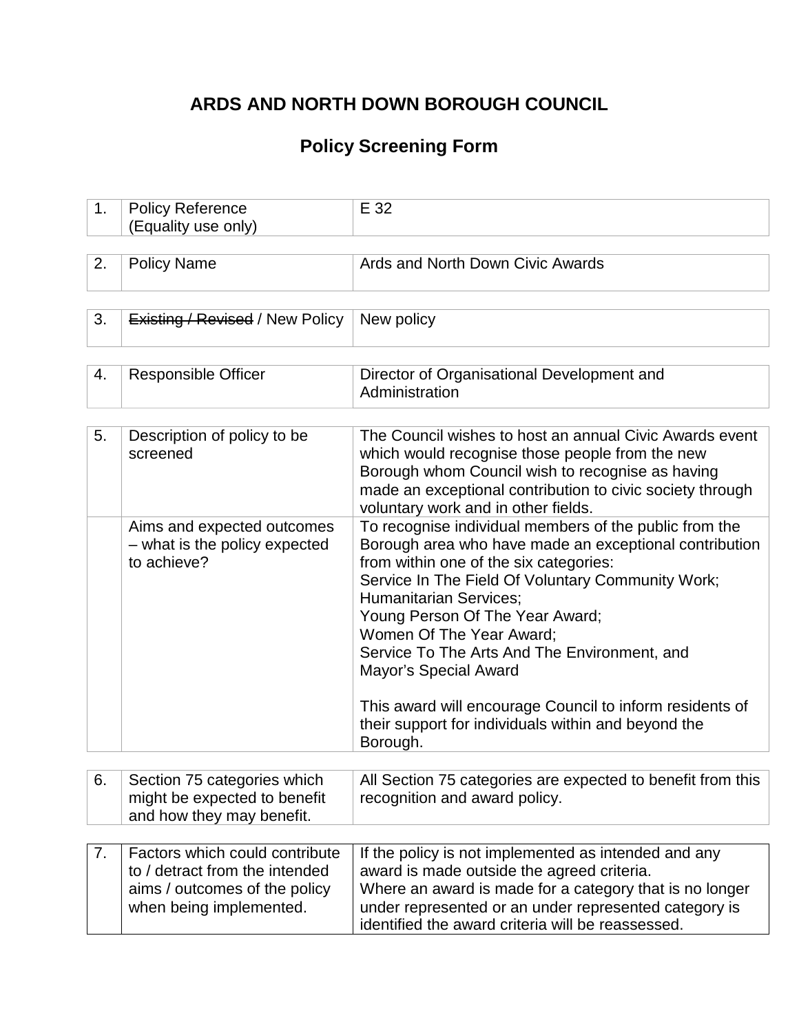# ARDS AND NORTH DOWN BOROUGH COUNCIL

## Policy Screening Form

| | | |
|---|---|---|
| 1. | Policy Reference (Equality use only) | E 32 |

| | | |
|---|---|---|
| 2. | Policy Name | Ards and North Down Civic Awards |

| | | |
|---|---|---|
| 3. | ~~Existing / Revised~~ / New Policy | New policy |

| | | |
|---|---|---|
| 4. | Responsible Officer | Director of Organisational Development and Administration |

| | | |
|---|---|---|
| 5. | Description of policy to be screened | The Council wishes to host an annual Civic Awards event which would recognise those people from the new Borough whom Council wish to recognise as having made an exceptional contribution to civic society through voluntary work and in other fields. |
| | Aims and expected outcomes – what is the policy expected to achieve? | To recognise individual members of the public from the Borough area who have made an exceptional contribution from within one of the six categories:<br>Service In The Field Of Voluntary Community Work;<br>Humanitarian Services;<br>Young Person Of The Year Award;<br>Women Of The Year Award;<br>Service To The Arts And The Environment, and<br>Mayor's Special Award<br><br>This award will encourage Council to inform residents of their support for individuals within and beyond the Borough. |

| | | |
|---|---|---|
| 6. | Section 75 categories which might be expected to benefit and how they may benefit. | All Section 75 categories are expected to benefit from this recognition and award policy. |

| | | |
|---|---|---|
| 7. | Factors which could contribute to / detract from the intended aims / outcomes of the policy when being implemented. | If the policy is not implemented as intended and any award is made outside the agreed criteria.<br>Where an award is made for a category that is no longer under represented or an under represented category is identified the award criteria will be reassessed. |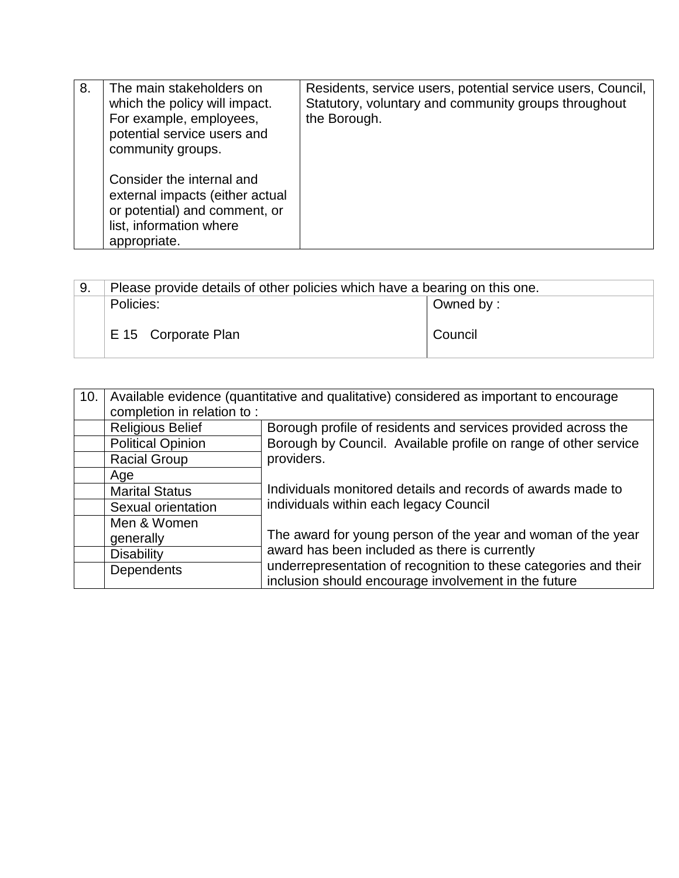| 8. | The main stakeholders on which the policy will impact. For example, employees, potential service users and community groups.<br><br>Consider the internal and external impacts (either actual or potential) and comment, or list, information where appropriate. | Residents, service users, potential service users, Council, Statutory, voluntary and community groups throughout the Borough. |
|---|---|---|

| 9. | Please provide details of other policies which have a bearing on this one. | |
|---|---|---|
| | Policies:<br><br>E 15 Corporate Plan | Owned by :<br><br>Council |

| 10. | Available evidence (quantitative and qualitative) considered as important to encourage completion in relation to : | |
|---|---|---|
| | Religious Belief | Borough profile of residents and services provided across the Borough by Council. Available profile on range of other service providers.<br><br>Individuals monitored details and records of awards made to individuals within each legacy Council<br><br>The award for young person of the year and woman of the year award has been included as there is currently underrepresentation of recognition to these categories and their inclusion should encourage involvement in the future |
| | Political Opinion | |
| | Racial Group | |
| | Age | |
| | Marital Status | |
| | Sexual orientation | |
| | Men & Women generally | |
| | Disability | |
| | Dependents | |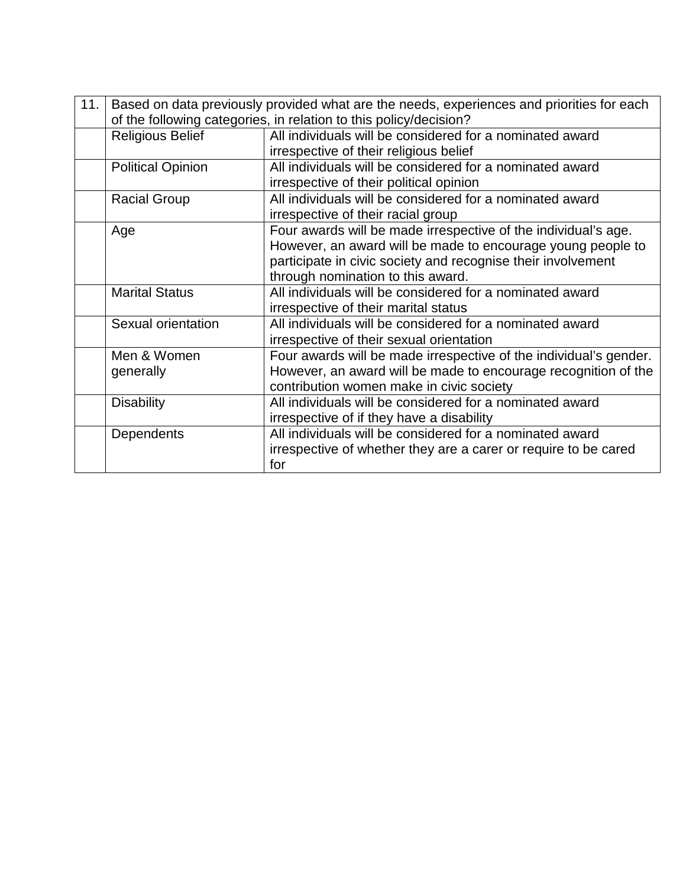| 11. | Based on data previously provided what are the needs, experiences and priorities for each of the following categories, in relation to this policy/decision? | |
|---|---|---|
| | Religious Belief | All individuals will be considered for a nominated award irrespective of their religious belief |
| | Political Opinion | All individuals will be considered for a nominated award irrespective of their political opinion |
| | Racial Group | All individuals will be considered for a nominated award irrespective of their racial group |
| | Age | Four awards will be made irrespective of the individual's age. However, an award will be made to encourage young people to participate in civic society and recognise their involvement through nomination to this award. |
| | Marital Status | All individuals will be considered for a nominated award irrespective of their marital status |
| | Sexual orientation | All individuals will be considered for a nominated award irrespective of their sexual orientation |
| | Men & Women generally | Four awards will be made irrespective of the individual's gender. However, an award will be made to encourage recognition of the contribution women make in civic society |
| | Disability | All individuals will be considered for a nominated award irrespective of if they have a disability |
| | Dependents | All individuals will be considered for a nominated award irrespective of whether they are a carer or require to be cared for |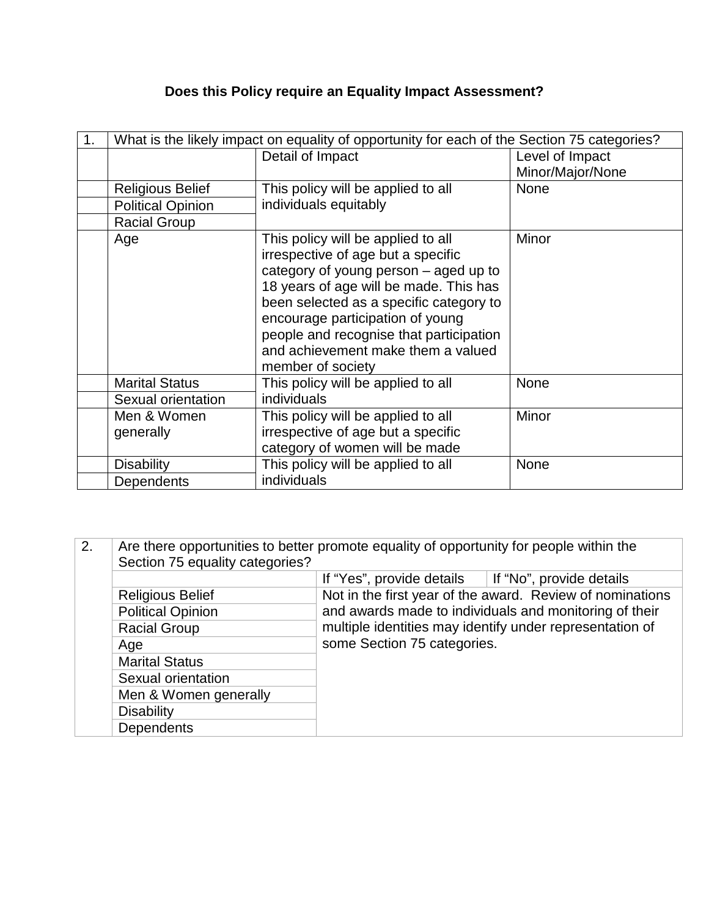**Does this Policy require an Equality Impact Assessment?**

| 1. | What is the likely impact on equality of opportunity for each of the Section 75 categories? | | |
|---|---|---|---|
| | | Detail of Impact | Level of Impact Minor/Major/None |
| | Religious Belief | This policy will be applied to all individuals equitably | None |
| | Political Opinion | | |
| | Racial Group | | |
| | Age | This policy will be applied to all irrespective of age but a specific category of young person – aged up to 18 years of age will be made. This has been selected as a specific category to encourage participation of young people and recognise that participation and achievement make them a valued member of society | Minor |
| | Marital Status | This policy will be applied to all individuals | None |
| | Sexual orientation | | |
| | Men & Women generally | This policy will be applied to all irrespective of age but a specific category of women will be made | Minor |
| | Disability | This policy will be applied to all individuals | None |
| | Dependents | | |

| 2. | Are there opportunities to better promote equality of opportunity for people within the Section 75 equality categories? | | |
|---|---|---|---|
| | | If "Yes", provide details | If "No", provide details |
| | Religious Belief | Not in the first year of the award. Review of nominations and awards made to individuals and monitoring of their multiple identities may identify under representation of some Section 75 categories. | |
| | Political Opinion | | |
| | Racial Group | | |
| | Age | | |
| | Marital Status | | |
| | Sexual orientation | | |
| | Men & Women generally | | |
| | Disability | | |
| | Dependents | | |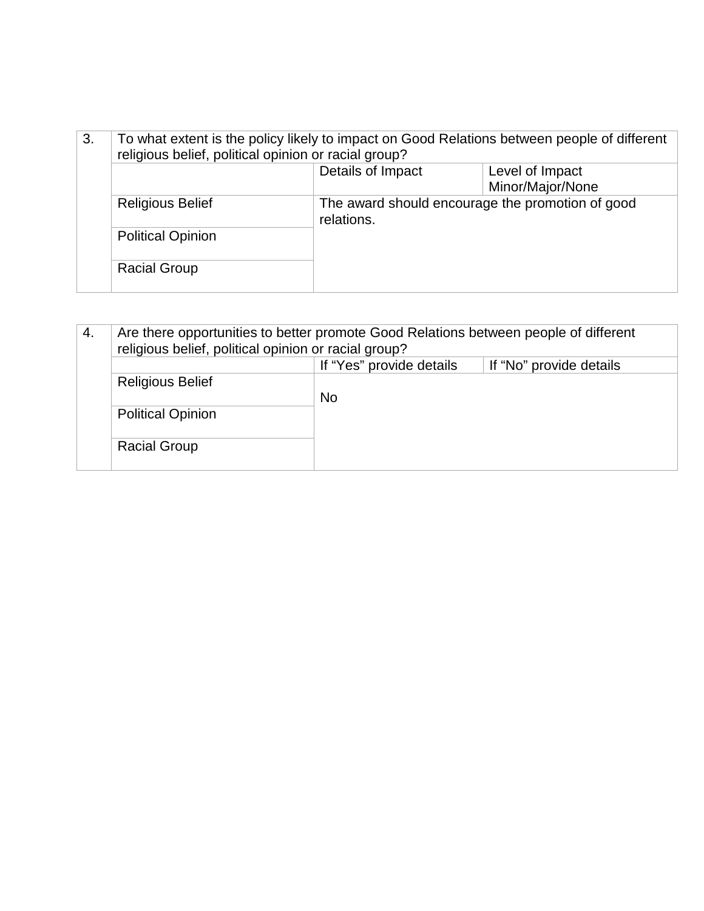| 3. | To what extent is the policy likely to impact on Good Relations between people of different religious belief, political opinion or racial group? | | |
|---|---|---|---|
| | | Details of Impact | Level of Impact Minor/Major/None |
| | Religious Belief | The award should encourage the promotion of good relations. | |
| | Political Opinion | | |
| | Racial Group | | |

| 4. | Are there opportunities to better promote Good Relations between people of different religious belief, political opinion or racial group? | | |
|---|---|---|---|
| | | If "Yes" provide details | If "No" provide details |
| | Religious Belief | No | |
| | Political Opinion | | |
| | Racial Group | | |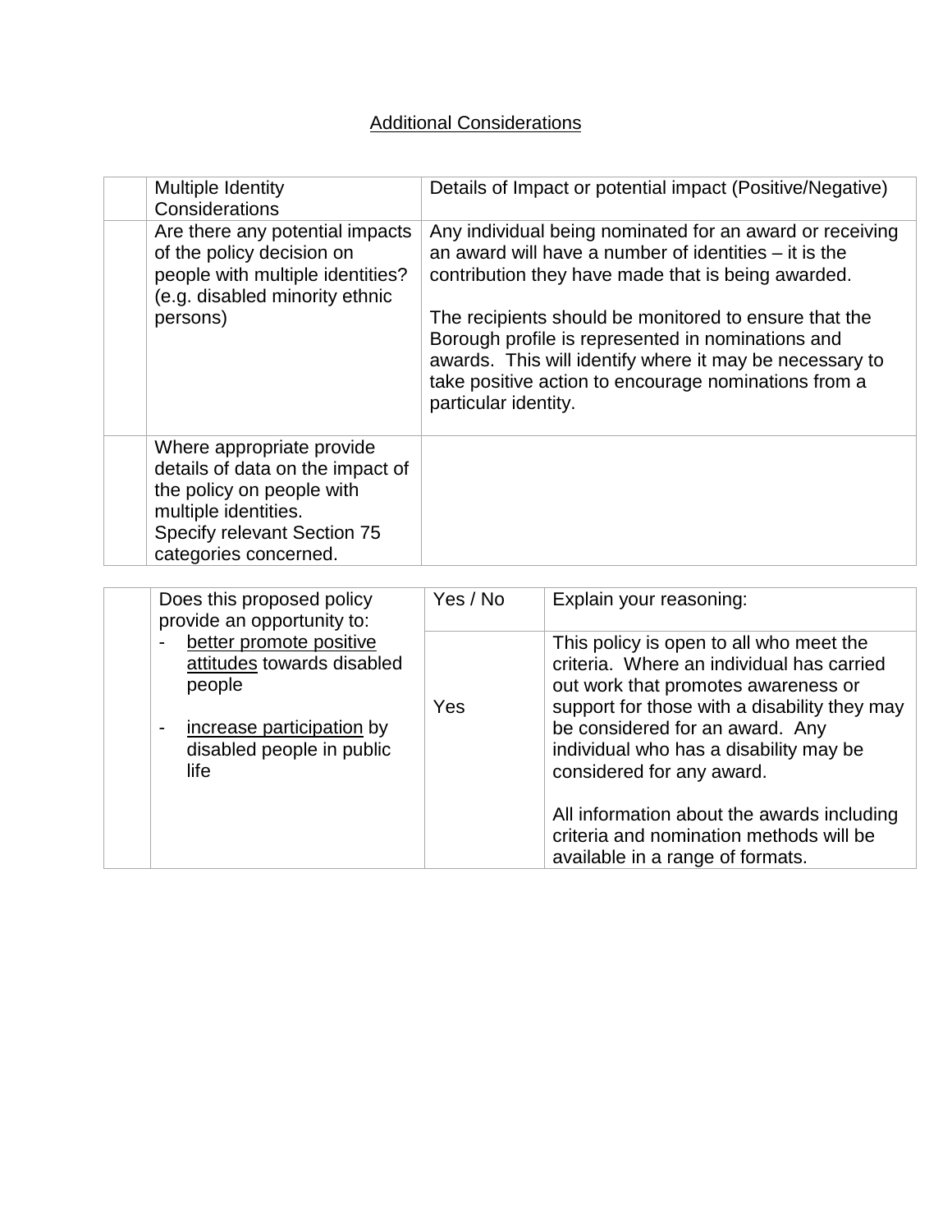## Additional Considerations

| | Multiple Identity Considerations | Details of Impact or potential impact (Positive/Negative) |
|---|---|---|
| | Are there any potential impacts of the policy decision on people with multiple identities? (e.g. disabled minority ethnic persons) | Any individual being nominated for an award or receiving an award will have a number of identities – it is the contribution they have made that is being awarded.<br><br>The recipients should be monitored to ensure that the Borough profile is represented in nominations and awards. This will identify where it may be necessary to take positive action to encourage nominations from a particular identity. |
| | Where appropriate provide details of data on the impact of the policy on people with multiple identities. Specify relevant Section 75 categories concerned. | |

| | Does this proposed policy provide an opportunity to:<br>- better promote positive attitudes towards disabled people<br><br>- increase participation by disabled people in public life | Yes / No | Explain your reasoning: |
|---|---|---|---|
| | | Yes | This policy is open to all who meet the criteria. Where an individual has carried out work that promotes awareness or support for those with a disability they may be considered for an award. Any individual who has a disability may be considered for any award.<br><br>All information about the awards including criteria and nomination methods will be available in a range of formats. |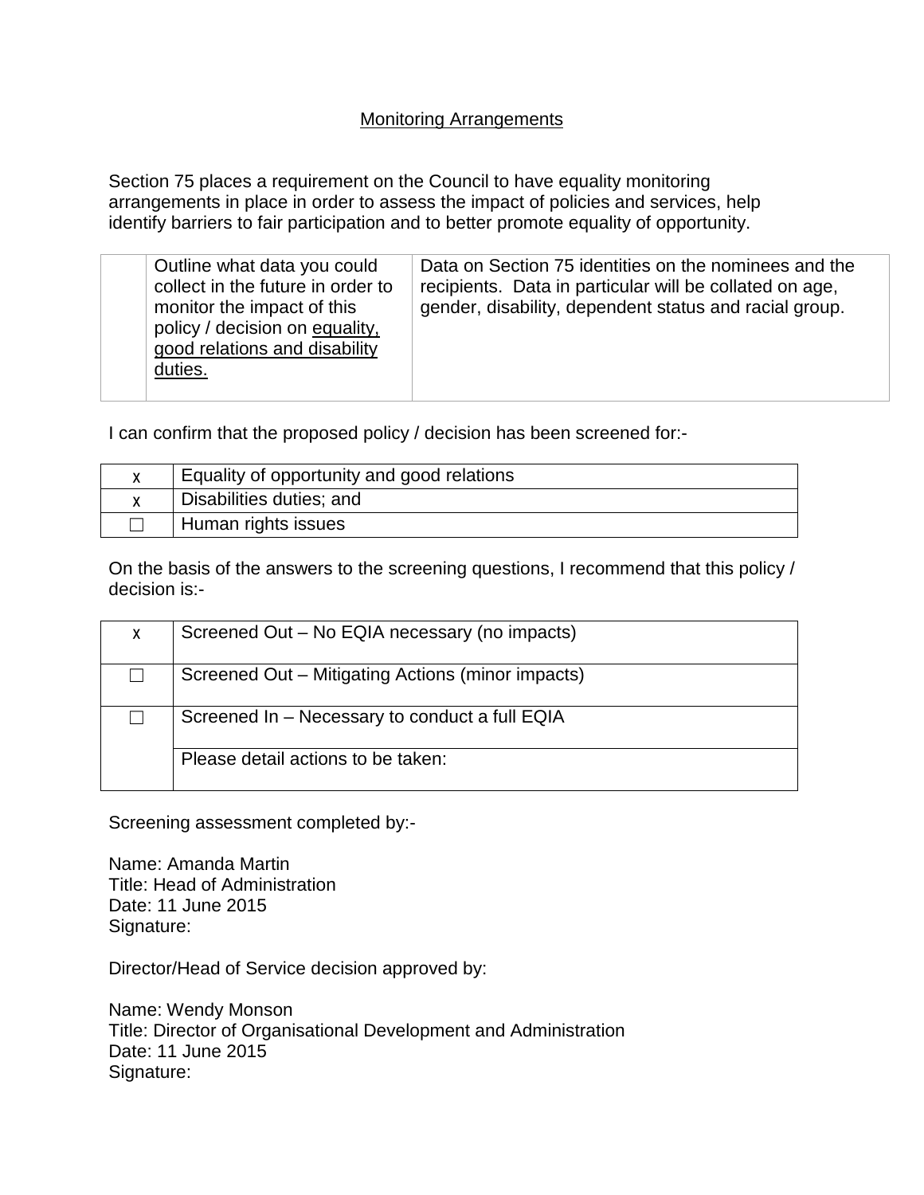## Monitoring Arrangements

Section 75 places a requirement on the Council to have equality monitoring arrangements in place in order to assess the impact of policies and services, help identify barriers to fair participation and to better promote equality of opportunity.

| | | |
|---|---|---|
| | Outline what data you could collect in the future in order to monitor the impact of this policy / decision on equality, good relations and disability duties. | Data on Section 75 identities on the nominees and the recipients. Data in particular will be collated on age, gender, disability, dependent status and racial group. |

I can confirm that the proposed policy / decision has been screened for:-

| | |
|---|---|
| x | Equality of opportunity and good relations |
| x | Disabilities duties; and |
| ☐ | Human rights issues |

On the basis of the answers to the screening questions, I recommend that this policy / decision is:-

| | |
|---|---|
| x | Screened Out – No EQIA necessary (no impacts) |
| ☐ | Screened Out – Mitigating Actions (minor impacts) |
| ☐ | Screened In – Necessary to conduct a full EQIA |
| | Please detail actions to be taken: |

Screening assessment completed by:-

Name: Amanda Martin
Title: Head of Administration
Date: 11 June 2015
Signature:

Director/Head of Service decision approved by:

Name: Wendy Monson
Title: Director of Organisational Development and Administration
Date: 11 June 2015
Signature: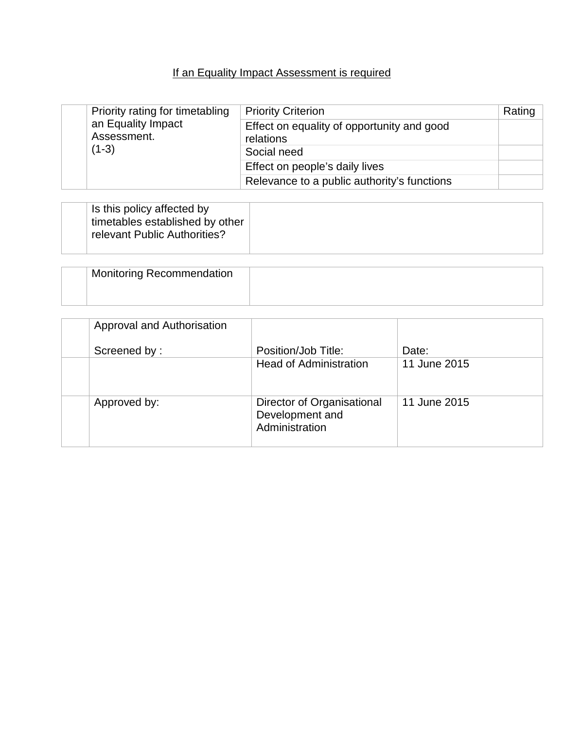<u>If an Equality Impact Assessment is required</u>

| | Priority rating for timetabling an Equality Impact Assessment. (1-3) | Priority Criterion | Rating |
|---|---|---|---|
| | | Effect on equality of opportunity and good relations | |
| | | Social need | |
| | | Effect on people's daily lives | |
| | | Relevance to a public authority's functions | |

| | Is this policy affected by timetables established by other relevant Public Authorities? | |
|---|---|---|

| | Monitoring Recommendation | |
|---|---|---|

| | Approval and Authorisation<br><br>Screened by : | Position/Job Title: | Date: |
|---|---|---|---|
| | | Head of Administration | 11 June 2015 |
| | Approved by: | Director of Organisational Development and Administration | 11 June 2015 |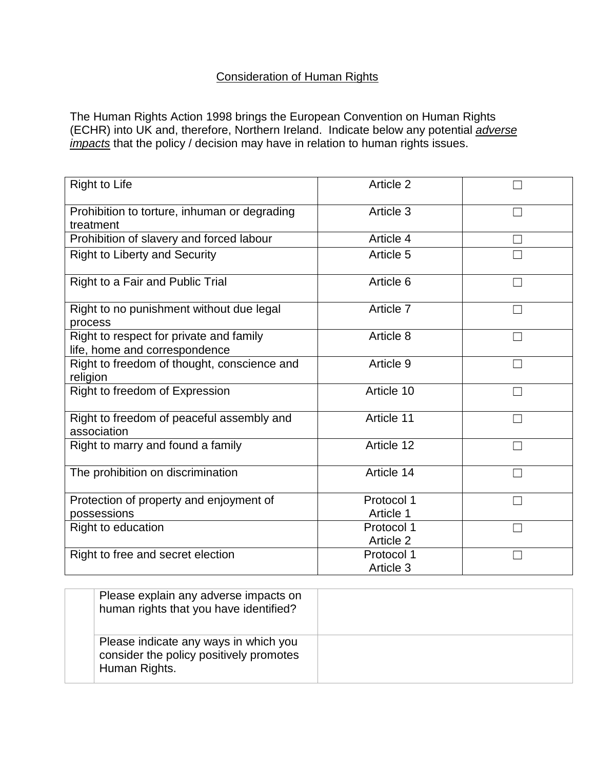## Consideration of Human Rights

The Human Rights Action 1998 brings the European Convention on Human Rights (ECHR) into UK and, therefore, Northern Ireland. Indicate below any potential ***adverse impacts*** that the policy / decision may have in relation to human rights issues.

| | | |
|---|---|---|
| Right to Life | Article 2 | ☐ |
| Prohibition to torture, inhuman or degrading treatment | Article 3 | ☐ |
| Prohibition of slavery and forced labour | Article 4 | ☐ |
| Right to Liberty and Security | Article 5 | ☐ |
| Right to a Fair and Public Trial | Article 6 | ☐ |
| Right to no punishment without due legal process | Article 7 | ☐ |
| Right to respect for private and family life, home and correspondence | Article 8 | ☐ |
| Right to freedom of thought, conscience and religion | Article 9 | ☐ |
| Right to freedom of Expression | Article 10 | ☐ |
| Right to freedom of peaceful assembly and association | Article 11 | ☐ |
| Right to marry and found a family | Article 12 | ☐ |
| The prohibition on discrimination | Article 14 | ☐ |
| Protection of property and enjoyment of possessions | Protocol 1 Article 1 | ☐ |
| Right to education | Protocol 1 Article 2 | ☐ |
| Right to free and secret election | Protocol 1 Article 3 | ☐ |

| | | |
|---|---|---|
| | Please explain any adverse impacts on human rights that you have identified? | |
| | Please indicate any ways in which you consider the policy positively promotes Human Rights. | |